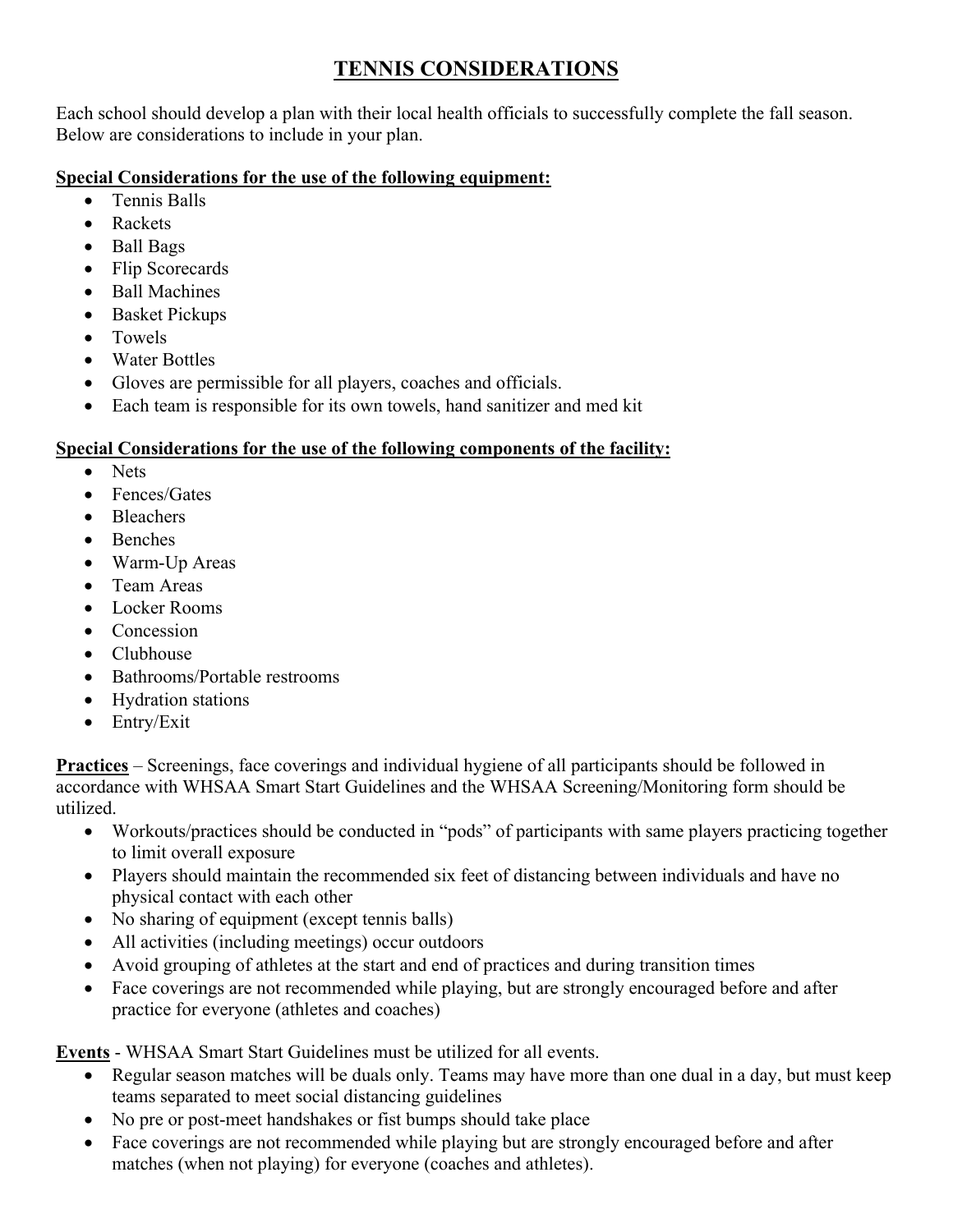# TENNIS CONSIDERATIONS

Each school should develop a plan with their local health officials to successfully complete the fall season. Below are considerations to include in your plan.

**Special Considerations for the use of the following equipment:**

- Tennis Balls
- Rackets
- Ball Bags
- Flip Scorecards
- Ball Machines
- Basket Pickups
- Towels
- Water Bottles
- Gloves are permissible for all players, coaches and officials.
- Each team is responsible for its own towels, hand sanitizer and med kit

**Special Considerations for the use of the following components of the facility:**

- Nets
- Fences/Gates
- Bleachers
- Benches
- Warm-Up Areas
- Team Areas
- Locker Rooms
- Concession
- Clubhouse
- Bathrooms/Portable restrooms
- Hydration stations
- Entry/Exit

**Practices** – Screenings, face coverings and individual hygiene of all participants should be followed in accordance with WHSAA Smart Start Guidelines and the WHSAA Screening/Monitoring form should be utilized.

- Workouts/practices should be conducted in "pods" of participants with same players practicing together to limit overall exposure
- Players should maintain the recommended six feet of distancing between individuals and have no physical contact with each other
- No sharing of equipment (except tennis balls)
- All activities (including meetings) occur outdoors
- Avoid grouping of athletes at the start and end of practices and during transition times
- Face coverings are not recommended while playing, but are strongly encouraged before and after practice for everyone (athletes and coaches)

**Events** - WHSAA Smart Start Guidelines must be utilized for all events.

- Regular season matches will be duals only. Teams may have more than one dual in a day, but must keep teams separated to meet social distancing guidelines
- No pre or post-meet handshakes or fist bumps should take place
- Face coverings are not recommended while playing but are strongly encouraged before and after matches (when not playing) for everyone (coaches and athletes).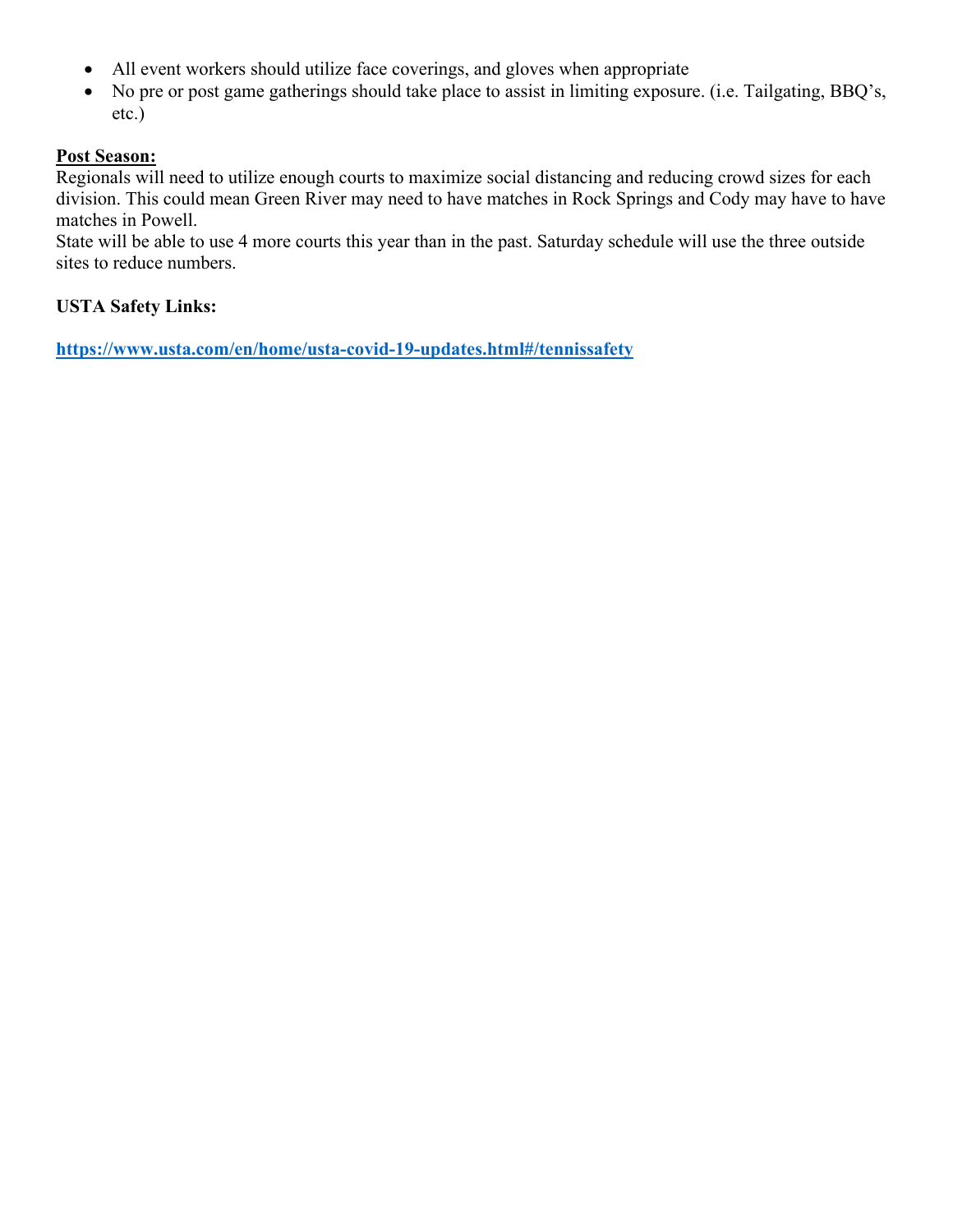- All event workers should utilize face coverings, and gloves when appropriate
- No pre or post game gatherings should take place to assist in limiting exposure. (i.e. Tailgating, BBQ's, etc.)

**Post Season:**

Regionals will need to utilize enough courts to maximize social distancing and reducing crowd sizes for each division. This could mean Green River may need to have matches in Rock Springs and Cody may have to have matches in Powell.

State will be able to use 4 more courts this year than in the past. Saturday schedule will use the three outside sites to reduce numbers.

**USTA Safety Links:**

**https://www.usta.com/en/home/usta-covid-19-updates.html#/tennissafety**